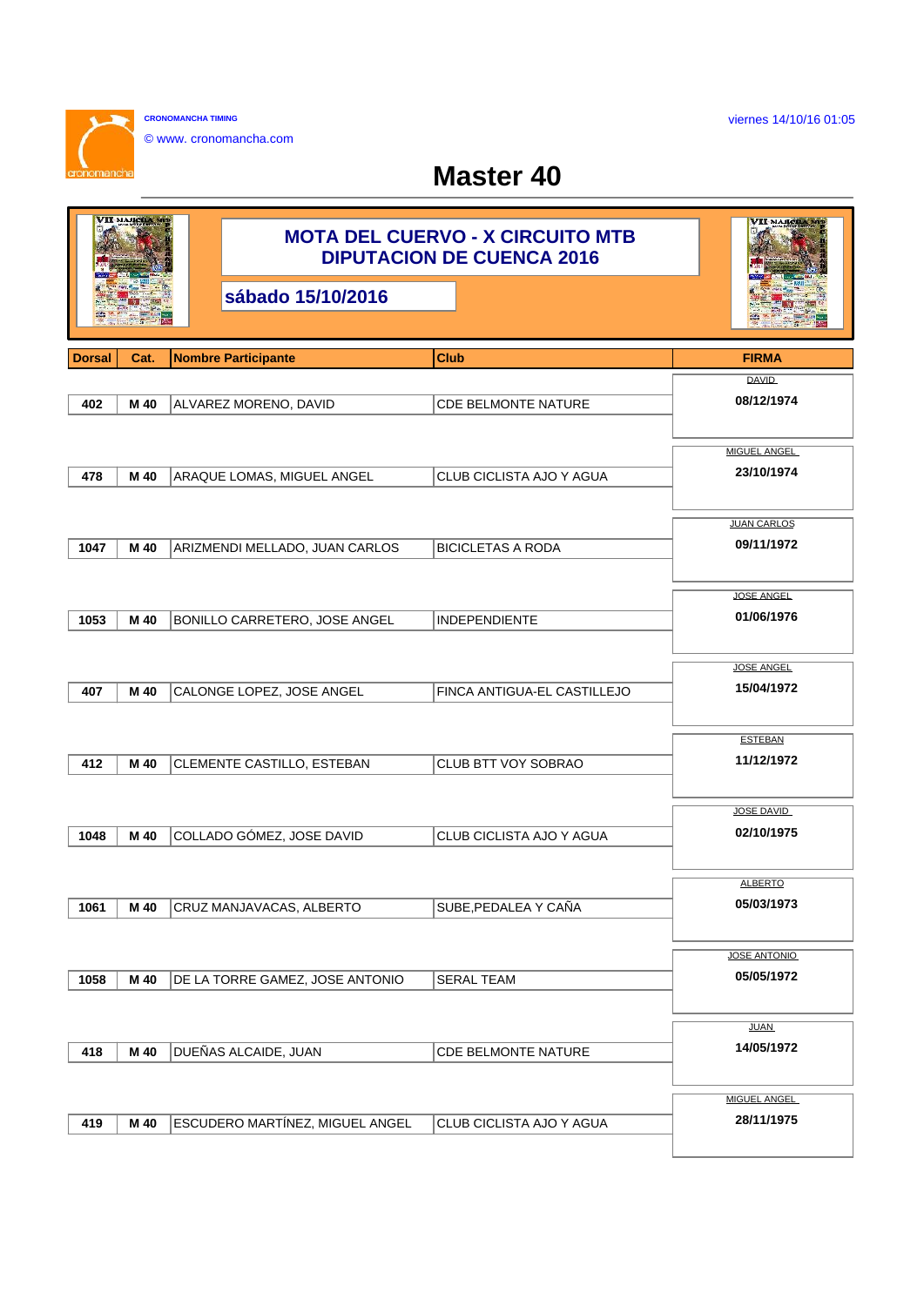CRONOMANCHA TIMING

© www. cronomancha.com

viernes 14/10/16 01:05

# Master 40

## MOTA DEL CUERVO - X CIRCUITO MTB DIPUTACION DE CUENCA 2016

**sábado 15/10/2016**

| Dorsal | Cat. | Nombre Participante | Club | FIRMA |
|---|---|---|---|---|
| 402 | M 40 | ALVAREZ MORENO, DAVID | CDE BELMONTE NATURE | DAVID 08/12/1974 |
| 478 | M 40 | ARAQUE LOMAS, MIGUEL ANGEL | CLUB CICLISTA AJO Y AGUA | MIGUEL ANGEL 23/10/1974 |
| 1047 | M 40 | ARIZMENDI MELLADO, JUAN CARLOS | BICICLETAS A RODA | JUAN CARLOS 09/11/1972 |
| 1053 | M 40 | BONILLO CARRETERO, JOSE ANGEL | INDEPENDIENTE | JOSE ANGEL 01/06/1976 |
| 407 | M 40 | CALONGE LOPEZ, JOSE ANGEL | FINCA ANTIGUA-EL CASTILLEJO | JOSE ANGEL 15/04/1972 |
| 412 | M 40 | CLEMENTE CASTILLO, ESTEBAN | CLUB BTT VOY SOBRAO | ESTEBAN 11/12/1972 |
| 1048 | M 40 | COLLADO GÓMEZ, JOSE DAVID | CLUB CICLISTA AJO Y AGUA | JOSE DAVID 02/10/1975 |
| 1061 | M 40 | CRUZ MANJAVACAS, ALBERTO | SUBE,PEDALEA Y CAÑA | ALBERTO 05/03/1973 |
| 1058 | M 40 | DE LA TORRE GAMEZ, JOSE ANTONIO | SERAL TEAM | JOSE ANTONIO 05/05/1972 |
| 418 | M 40 | DUEÑAS ALCAIDE, JUAN | CDE BELMONTE NATURE | JUAN 14/05/1972 |
| 419 | M 40 | ESCUDERO MARTÍNEZ, MIGUEL ANGEL | CLUB CICLISTA AJO Y AGUA | MIGUEL ANGEL 28/11/1975 |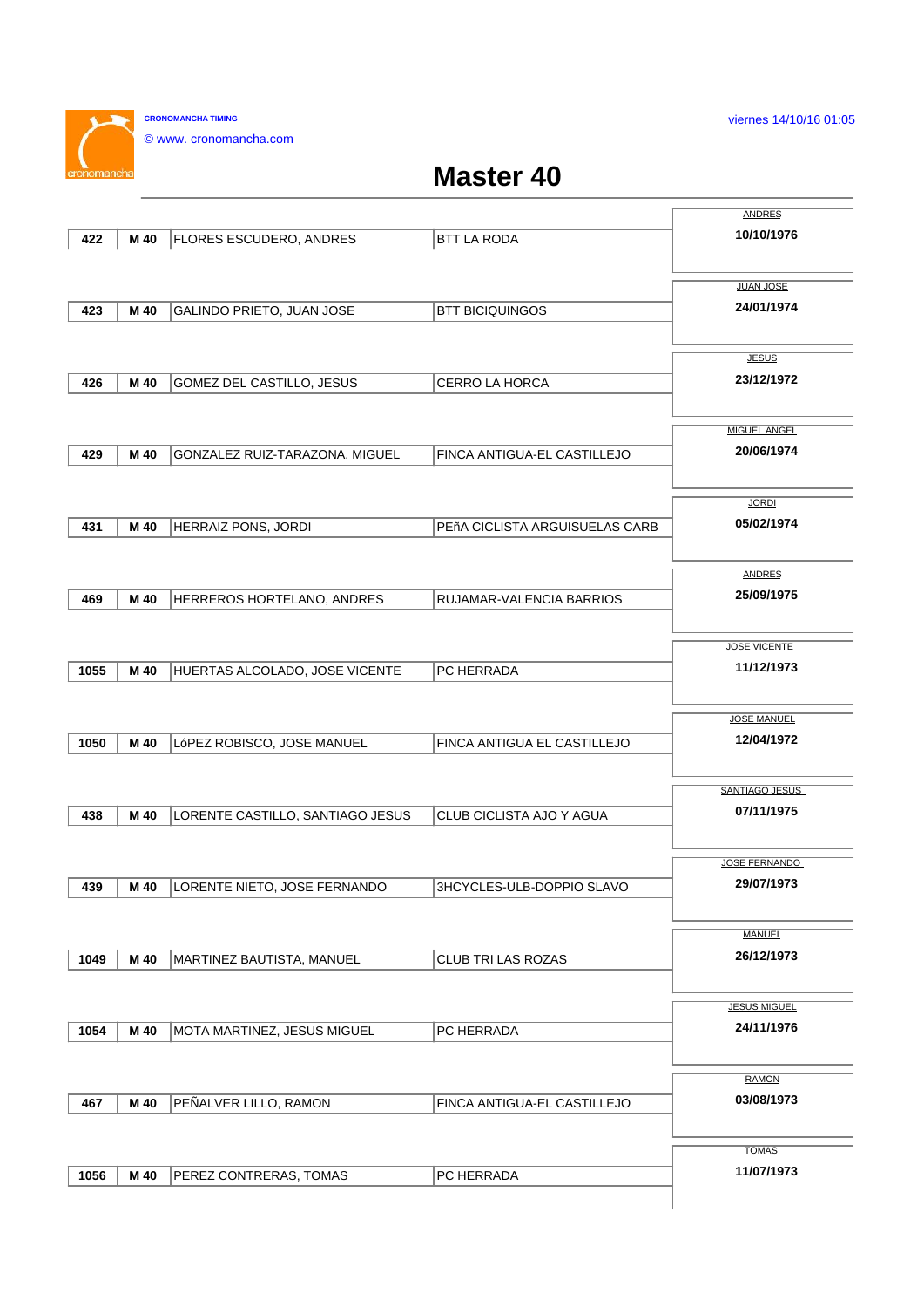# Master 40

| Dorsal | Cat. | Nombre | Club | Nombre / Fecha |
|---|---|---|---|---|
| 422 | M 40 | FLORES ESCUDERO, ANDRES | BTT LA RODA | ANDRES 10/10/1976 |
| 423 | M 40 | GALINDO PRIETO, JUAN JOSE | BTT BICIQUINGOS | JUAN JOSE 24/01/1974 |
| 426 | M 40 | GOMEZ DEL CASTILLO, JESUS | CERRO LA HORCA | JESUS 23/12/1972 |
| 429 | M 40 | GONZALEZ RUIZ-TARAZONA, MIGUEL | FINCA ANTIGUA-EL CASTILLEJO | MIGUEL ANGEL 20/06/1974 |
| 431 | M 40 | HERRAIZ PONS, JORDI | PEñA CICLISTA ARGUISUELAS CARB | JORDI 05/02/1974 |
| 469 | M 40 | HERREROS HORTELANO, ANDRES | RUJAMAR-VALENCIA BARRIOS | ANDRES 25/09/1975 |
| 1055 | M 40 | HUERTAS ALCOLADO, JOSE VICENTE | PC HERRADA | JOSE VICENTE 11/12/1973 |
| 1050 | M 40 | LóPEZ ROBISCO, JOSE MANUEL | FINCA ANTIGUA EL CASTILLEJO | JOSE MANUEL 12/04/1972 |
| 438 | M 40 | LORENTE CASTILLO, SANTIAGO JESUS | CLUB CICLISTA AJO Y AGUA | SANTIAGO JESUS 07/11/1975 |
| 439 | M 40 | LORENTE NIETO, JOSE FERNANDO | 3HCYCLES-ULB-DOPPIO SLAVO | JOSE FERNANDO 29/07/1973 |
| 1049 | M 40 | MARTINEZ BAUTISTA, MANUEL | CLUB TRI LAS ROZAS | MANUEL 26/12/1973 |
| 1054 | M 40 | MOTA MARTINEZ, JESUS MIGUEL | PC HERRADA | JESUS MIGUEL 24/11/1976 |
| 467 | M 40 | PEÑALVER LILLO, RAMON | FINCA ANTIGUA-EL CASTILLEJO | RAMON 03/08/1973 |
| 1056 | M 40 | PEREZ CONTRERAS, TOMAS | PC HERRADA | TOMAS 11/07/1973 |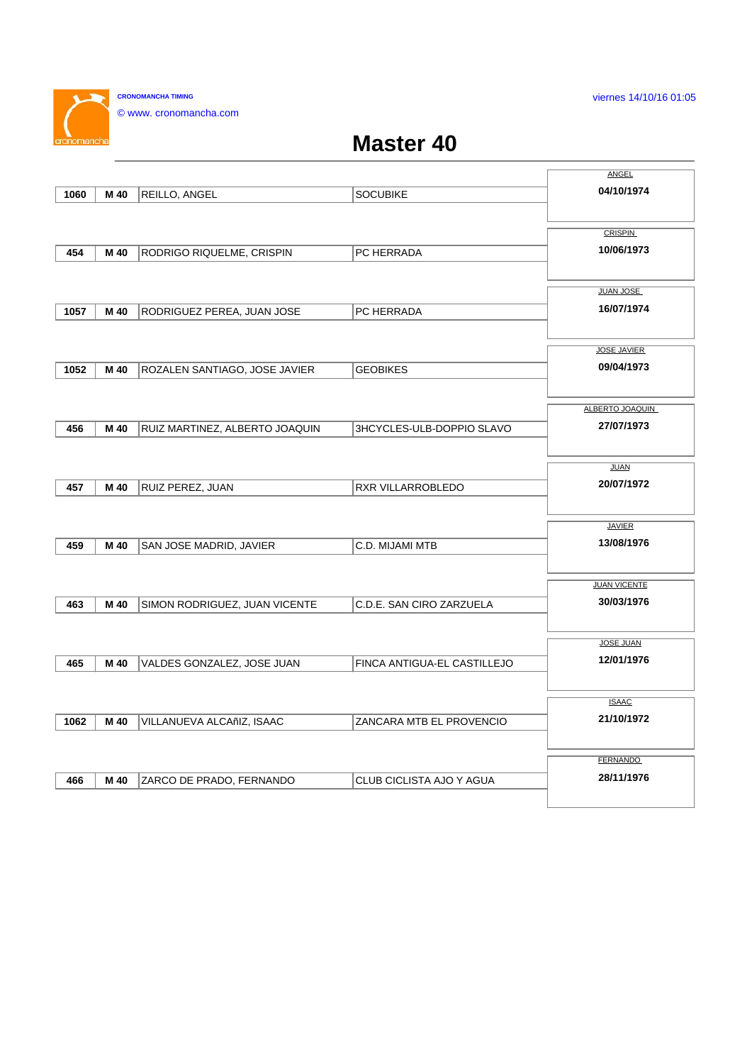CRONOMANCHA TIMING

© www. cronomancha.com

viernes 14/10/16 01:05

# Master 40

| | | | | | |
|---|---|---|---|---|---|
| 1060 | M 40 | REILLO, ANGEL | SOCUBIKE | ANGEL | 04/10/1974 |
| 454 | M 40 | RODRIGO RIQUELME, CRISPIN | PC HERRADA | CRISPIN | 10/06/1973 |
| 1057 | M 40 | RODRIGUEZ PEREA, JUAN JOSE | PC HERRADA | JUAN JOSE | 16/07/1974 |
| 1052 | M 40 | ROZALEN SANTIAGO, JOSE JAVIER | GEOBIKES | JOSE JAVIER | 09/04/1973 |
| 456 | M 40 | RUIZ MARTINEZ, ALBERTO JOAQUIN | 3HCYCLES-ULB-DOPPIO SLAVO | ALBERTO JOAQUIN | 27/07/1973 |
| 457 | M 40 | RUIZ PEREZ, JUAN | RXR VILLARROBLEDO | JUAN | 20/07/1972 |
| 459 | M 40 | SAN JOSE MADRID, JAVIER | C.D. MIJAMI MTB | JAVIER | 13/08/1976 |
| 463 | M 40 | SIMON RODRIGUEZ, JUAN VICENTE | C.D.E. SAN CIRO ZARZUELA | JUAN VICENTE | 30/03/1976 |
| 465 | M 40 | VALDES GONZALEZ, JOSE JUAN | FINCA ANTIGUA-EL CASTILLEJO | JOSE JUAN | 12/01/1976 |
| 1062 | M 40 | VILLANUEVA ALCAñIZ, ISAAC | ZANCARA MTB EL PROVENCIO | ISAAC | 21/10/1972 |
| 466 | M 40 | ZARCO DE PRADO, FERNANDO | CLUB CICLISTA AJO Y AGUA | FERNANDO | 28/11/1976 |